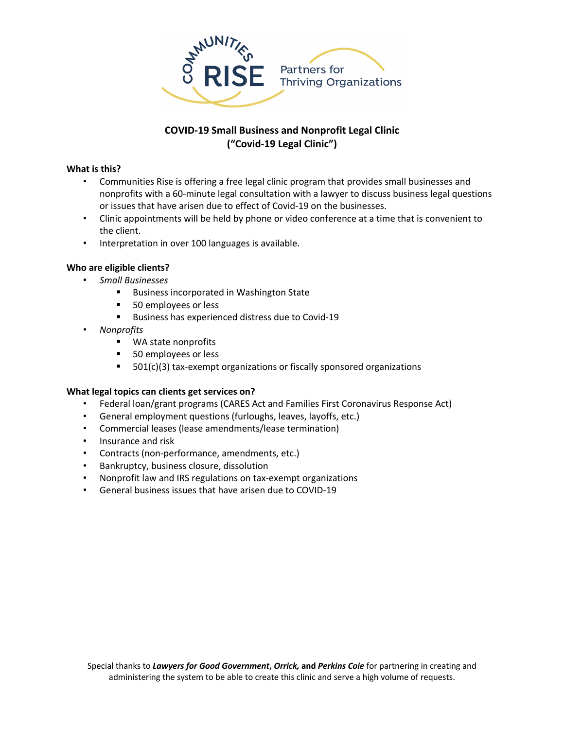Communities RISE — Partners for Thriving Organizations

# COVID-19 Small Business and Nonprofit Legal Clinic
# ("Covid-19 Legal Clinic")

**What is this?**

- Communities Rise is offering a free legal clinic program that provides small businesses and nonprofits with a 60-minute legal consultation with a lawyer to discuss business legal questions or issues that have arisen due to effect of Covid-19 on the businesses.
- Clinic appointments will be held by phone or video conference at a time that is convenient to the client.
- Interpretation in over 100 languages is available.

**Who are eligible clients?**

- *Small Businesses*
  - Business incorporated in Washington State
  - 50 employees or less
  - Business has experienced distress due to Covid-19
- *Nonprofits*
  - WA state nonprofits
  - 50 employees or less
  - 501(c)(3) tax-exempt organizations or fiscally sponsored organizations

**What legal topics can clients get services on?**

- Federal loan/grant programs (CARES Act and Families First Coronavirus Response Act)
- General employment questions (furloughs, leaves, layoffs, etc.)
- Commercial leases (lease amendments/lease termination)
- Insurance and risk
- Contracts (non-performance, amendments, etc.)
- Bankruptcy, business closure, dissolution
- Nonprofit law and IRS regulations on tax-exempt organizations
- General business issues that have arisen due to COVID-19

Special thanks to ***Lawyers for Good Government*, *Orrick*,** and ***Perkins Coie*** for partnering in creating and administering the system to be able to create this clinic and serve a high volume of requests.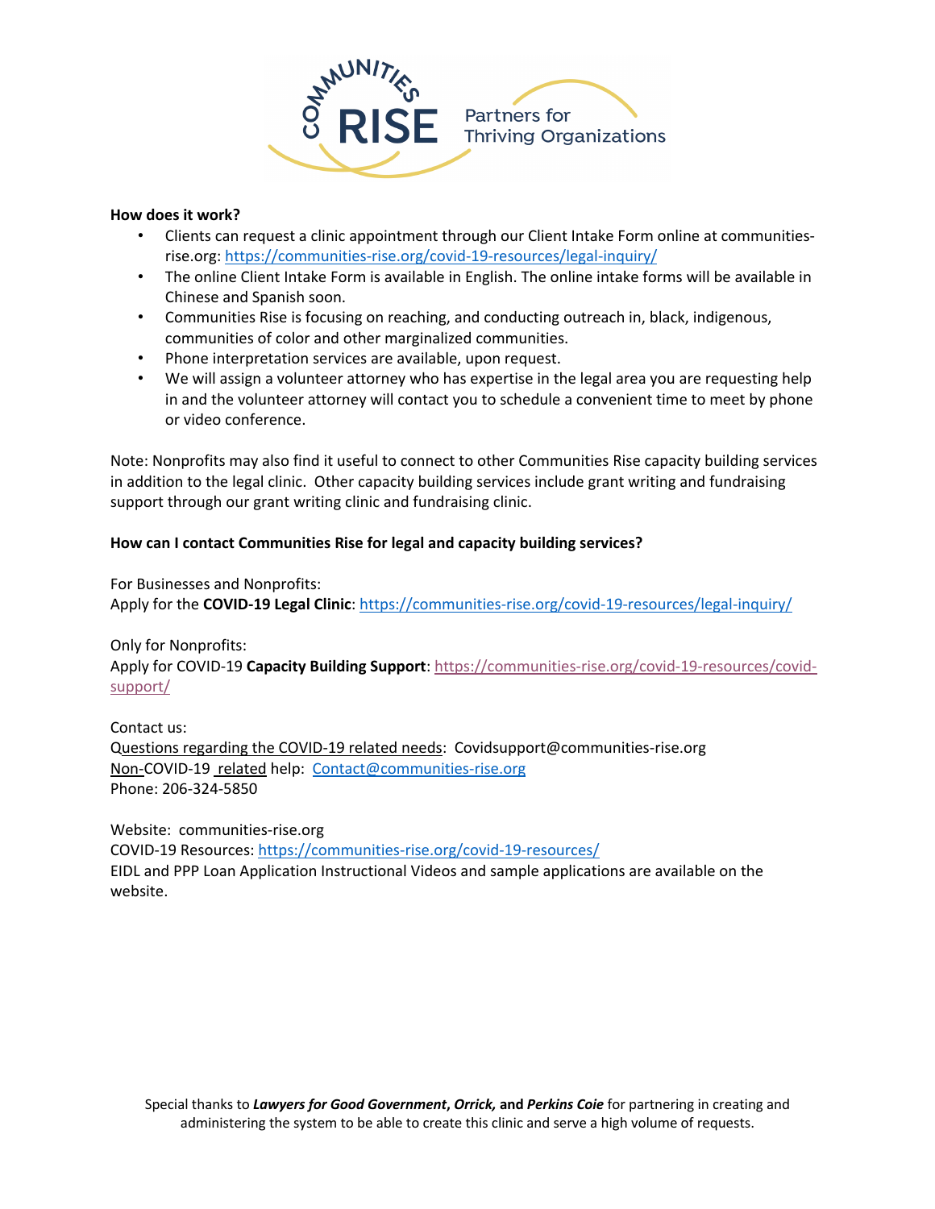**How does it work?**

- Clients can request a clinic appointment through our Client Intake Form online at communities-rise.org: https://communities-rise.org/covid-19-resources/legal-inquiry/
- The online Client Intake Form is available in English. The online intake forms will be available in Chinese and Spanish soon.
- Communities Rise is focusing on reaching, and conducting outreach in, black, indigenous, communities of color and other marginalized communities.
- Phone interpretation services are available, upon request.
- We will assign a volunteer attorney who has expertise in the legal area you are requesting help in and the volunteer attorney will contact you to schedule a convenient time to meet by phone or video conference.

Note: Nonprofits may also find it useful to connect to other Communities Rise capacity building services in addition to the legal clinic. Other capacity building services include grant writing and fundraising support through our grant writing clinic and fundraising clinic.

**How can I contact Communities Rise for legal and capacity building services?**

For Businesses and Nonprofits:
Apply for the **COVID-19 Legal Clinic**: https://communities-rise.org/covid-19-resources/legal-inquiry/

Only for Nonprofits:
Apply for COVID-19 **Capacity Building Support**: https://communities-rise.org/covid-19-resources/covid-support/

Contact us:
Questions regarding the COVID-19 related needs: Covidsupport@communities-rise.org
Non-COVID-19 related help: Contact@communities-rise.org
Phone: 206-324-5850

Website: communities-rise.org
COVID-19 Resources: https://communities-rise.org/covid-19-resources/
EIDL and PPP Loan Application Instructional Videos and sample applications are available on the website.

Special thanks to ***Lawyers for Good Government***, ***Orrick,*** and ***Perkins Coie*** for partnering in creating and administering the system to be able to create this clinic and serve a high volume of requests.